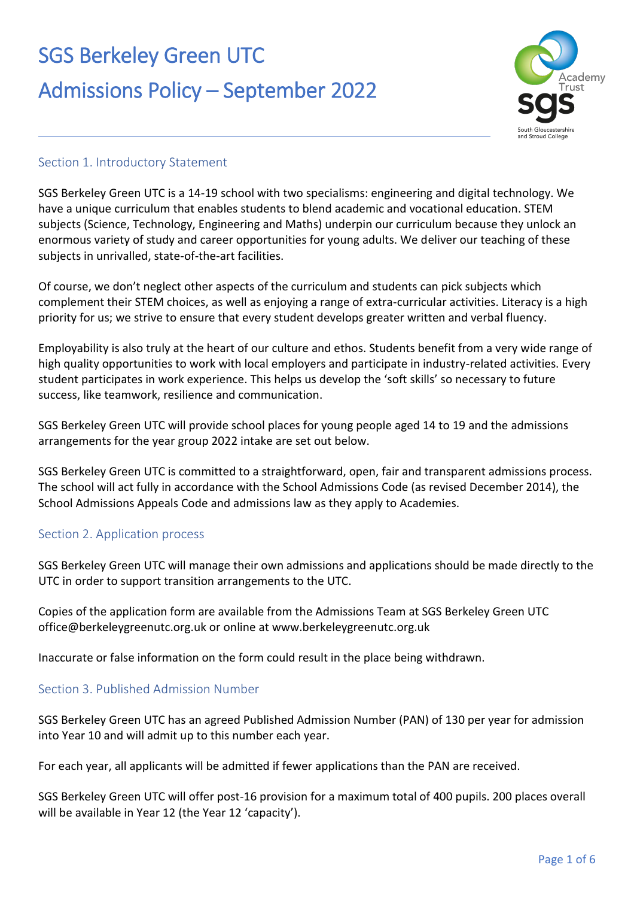# SGS Berkeley Green UTC

# Admissions Policy – September 2022

## Section 1. Introductory Statement

SGS Berkeley Green UTC is a 14-19 school with two specialisms: engineering and digital technology. We have a unique curriculum that enables students to blend academic and vocational education. STEM subjects (Science, Technology, Engineering and Maths) underpin our curriculum because they unlock an enormous variety of study and career opportunities for young adults. We deliver our teaching of these subjects in unrivalled, state-of-the-art facilities.

Of course, we don't neglect other aspects of the curriculum and students can pick subjects which complement their STEM choices, as well as enjoying a range of extra-curricular activities. Literacy is a high priority for us; we strive to ensure that every student develops greater written and verbal fluency.

Employability is also truly at the heart of our culture and ethos. Students benefit from a very wide range of high quality opportunities to work with local employers and participate in industry-related activities. Every student participates in work experience. This helps us develop the 'soft skills' so necessary to future success, like teamwork, resilience and communication.

SGS Berkeley Green UTC will provide school places for young people aged 14 to 19 and the admissions arrangements for the year group 2022 intake are set out below.

SGS Berkeley Green UTC is committed to a straightforward, open, fair and transparent admissions process. The school will act fully in accordance with the School Admissions Code (as revised December 2014), the School Admissions Appeals Code and admissions law as they apply to Academies.

## Section 2. Application process

SGS Berkeley Green UTC will manage their own admissions and applications should be made directly to the UTC in order to support transition arrangements to the UTC.

Copies of the application form are available from the Admissions Team at SGS Berkeley Green UTC office@berkeleygreenutc.org.uk or online at www.berkeleygreenutc.org.uk

Inaccurate or false information on the form could result in the place being withdrawn.

## Section 3. Published Admission Number

SGS Berkeley Green UTC has an agreed Published Admission Number (PAN) of 130 per year for admission into Year 10 and will admit up to this number each year.

For each year, all applicants will be admitted if fewer applications than the PAN are received.

SGS Berkeley Green UTC will offer post-16 provision for a maximum total of 400 pupils. 200 places overall will be available in Year 12 (the Year 12 'capacity').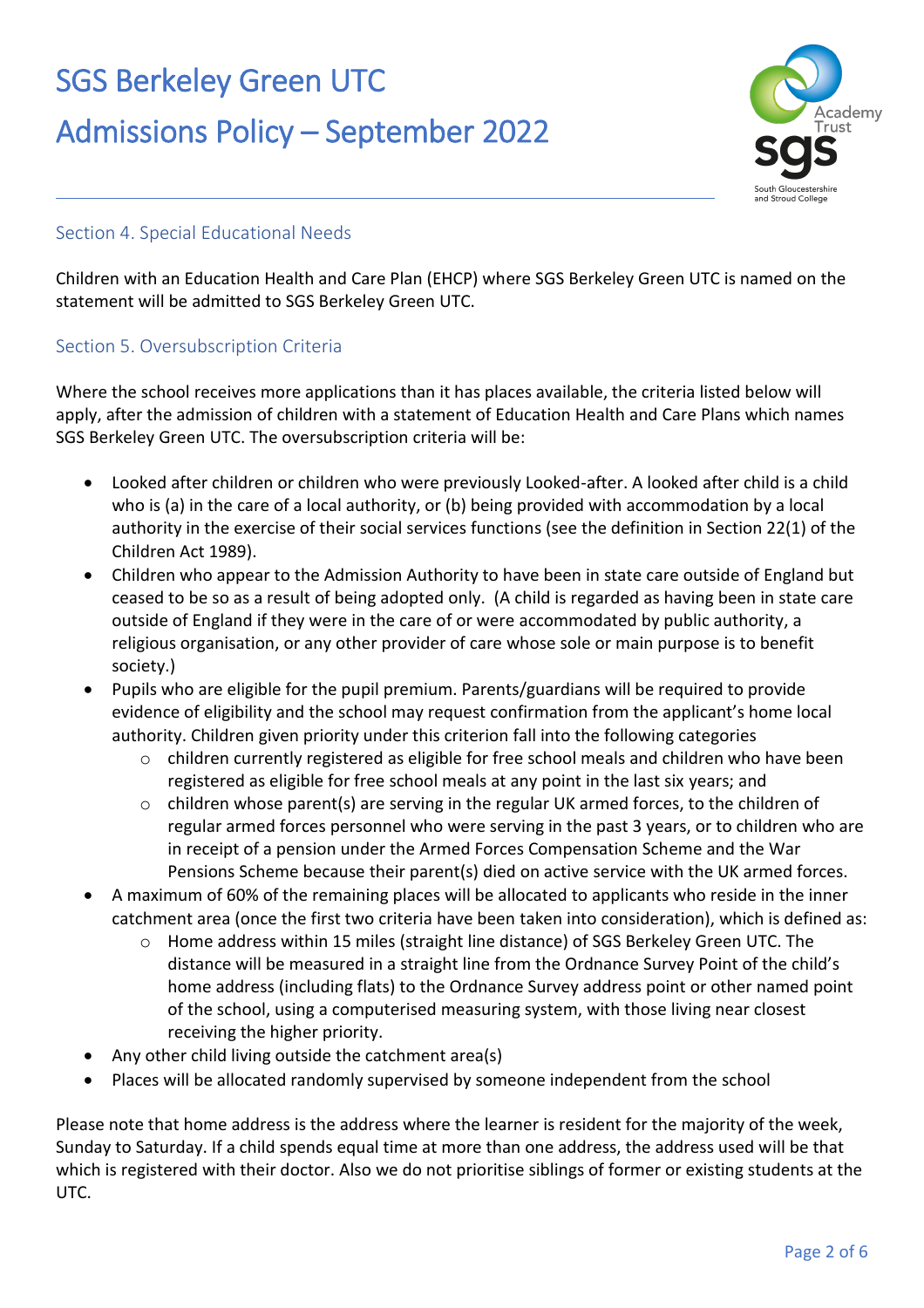## Section 4. Special Educational Needs

Children with an Education Health and Care Plan (EHCP) where SGS Berkeley Green UTC is named on the statement will be admitted to SGS Berkeley Green UTC.

## Section 5. Oversubscription Criteria

Where the school receives more applications than it has places available, the criteria listed below will apply, after the admission of children with a statement of Education Health and Care Plans which names SGS Berkeley Green UTC. The oversubscription criteria will be:

- Looked after children or children who were previously Looked-after. A looked after child is a child who is (a) in the care of a local authority, or (b) being provided with accommodation by a local authority in the exercise of their social services functions (see the definition in Section 22(1) of the Children Act 1989).
- Children who appear to the Admission Authority to have been in state care outside of England but ceased to be so as a result of being adopted only. (A child is regarded as having been in state care outside of England if they were in the care of or were accommodated by public authority, a religious organisation, or any other provider of care whose sole or main purpose is to benefit society.)
- Pupils who are eligible for the pupil premium. Parents/guardians will be required to provide evidence of eligibility and the school may request confirmation from the applicant's home local authority. Children given priority under this criterion fall into the following categories
  - children currently registered as eligible for free school meals and children who have been registered as eligible for free school meals at any point in the last six years; and
  - children whose parent(s) are serving in the regular UK armed forces, to the children of regular armed forces personnel who were serving in the past 3 years, or to children who are in receipt of a pension under the Armed Forces Compensation Scheme and the War Pensions Scheme because their parent(s) died on active service with the UK armed forces.
- A maximum of 60% of the remaining places will be allocated to applicants who reside in the inner catchment area (once the first two criteria have been taken into consideration), which is defined as:
  - Home address within 15 miles (straight line distance) of SGS Berkeley Green UTC. The distance will be measured in a straight line from the Ordnance Survey Point of the child's home address (including flats) to the Ordnance Survey address point or other named point of the school, using a computerised measuring system, with those living near closest receiving the higher priority.
- Any other child living outside the catchment area(s)
- Places will be allocated randomly supervised by someone independent from the school

Please note that home address is the address where the learner is resident for the majority of the week, Sunday to Saturday. If a child spends equal time at more than one address, the address used will be that which is registered with their doctor. Also we do not prioritise siblings of former or existing students at the UTC.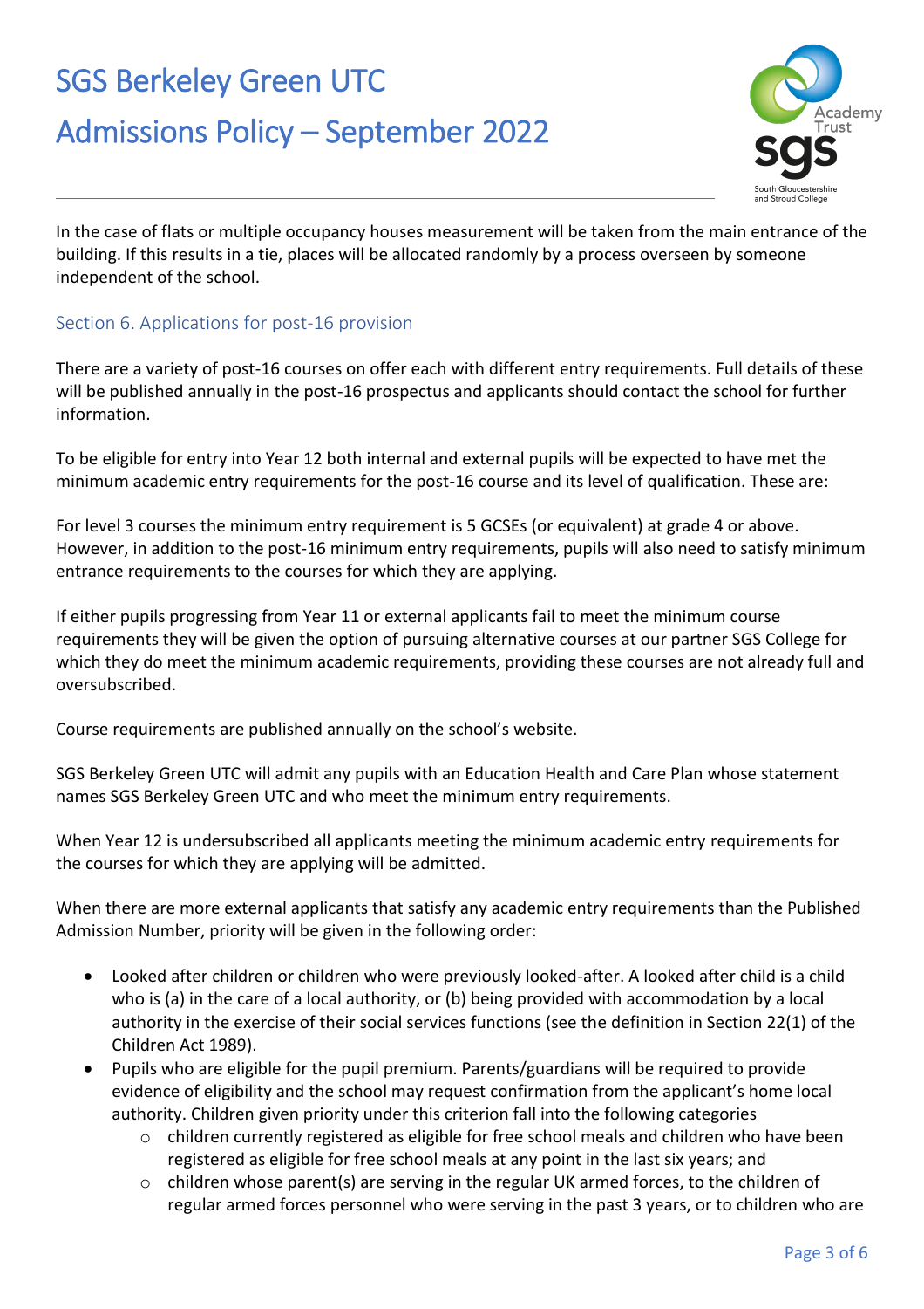In the case of flats or multiple occupancy houses measurement will be taken from the main entrance of the building. If this results in a tie, places will be allocated randomly by a process overseen by someone independent of the school.

## Section 6. Applications for post-16 provision

There are a variety of post-16 courses on offer each with different entry requirements. Full details of these will be published annually in the post-16 prospectus and applicants should contact the school for further information.

To be eligible for entry into Year 12 both internal and external pupils will be expected to have met the minimum academic entry requirements for the post-16 course and its level of qualification. These are:

For level 3 courses the minimum entry requirement is 5 GCSEs (or equivalent) at grade 4 or above. However, in addition to the post-16 minimum entry requirements, pupils will also need to satisfy minimum entrance requirements to the courses for which they are applying.

If either pupils progressing from Year 11 or external applicants fail to meet the minimum course requirements they will be given the option of pursuing alternative courses at our partner SGS College for which they do meet the minimum academic requirements, providing these courses are not already full and oversubscribed.

Course requirements are published annually on the school's website.

SGS Berkeley Green UTC will admit any pupils with an Education Health and Care Plan whose statement names SGS Berkeley Green UTC and who meet the minimum entry requirements.

When Year 12 is undersubscribed all applicants meeting the minimum academic entry requirements for the courses for which they are applying will be admitted.

When there are more external applicants that satisfy any academic entry requirements than the Published Admission Number, priority will be given in the following order:

- Looked after children or children who were previously looked-after. A looked after child is a child who is (a) in the care of a local authority, or (b) being provided with accommodation by a local authority in the exercise of their social services functions (see the definition in Section 22(1) of the Children Act 1989).
- Pupils who are eligible for the pupil premium. Parents/guardians will be required to provide evidence of eligibility and the school may request confirmation from the applicant's home local authority. Children given priority under this criterion fall into the following categories
  - children currently registered as eligible for free school meals and children who have been registered as eligible for free school meals at any point in the last six years; and
  - children whose parent(s) are serving in the regular UK armed forces, to the children of regular armed forces personnel who were serving in the past 3 years, or to children who are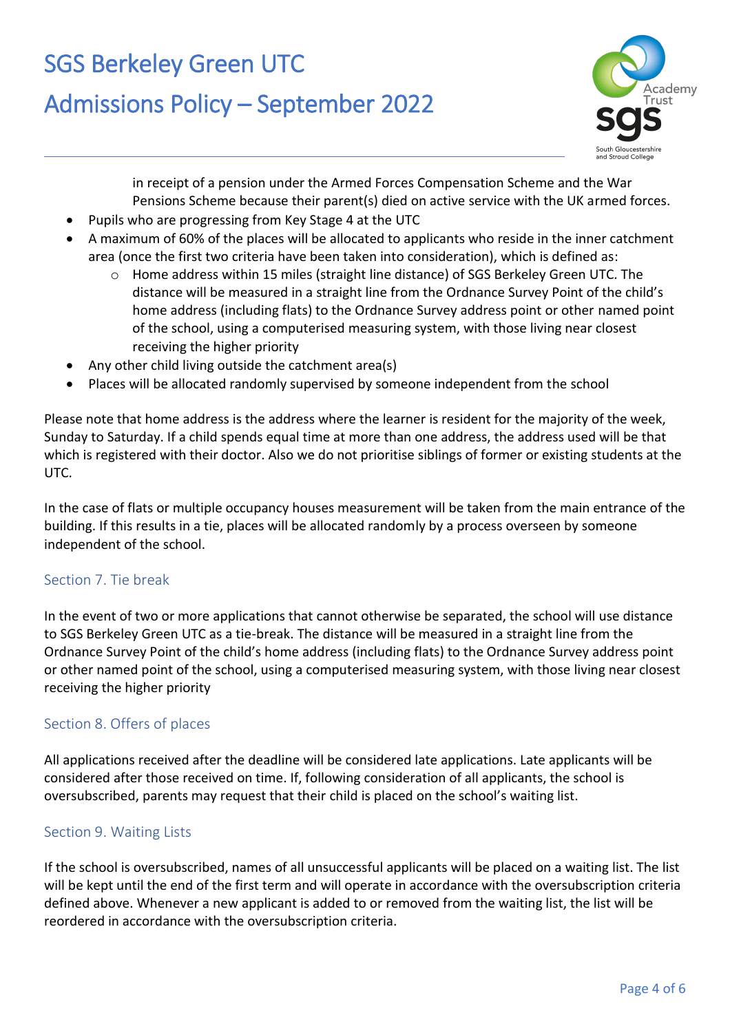in receipt of a pension under the Armed Forces Compensation Scheme and the War Pensions Scheme because their parent(s) died on active service with the UK armed forces.

- Pupils who are progressing from Key Stage 4 at the UTC
- A maximum of 60% of the places will be allocated to applicants who reside in the inner catchment area (once the first two criteria have been taken into consideration), which is defined as:
    - Home address within 15 miles (straight line distance) of SGS Berkeley Green UTC. The distance will be measured in a straight line from the Ordnance Survey Point of the child's home address (including flats) to the Ordnance Survey address point or other named point of the school, using a computerised measuring system, with those living near closest receiving the higher priority
- Any other child living outside the catchment area(s)
- Places will be allocated randomly supervised by someone independent from the school

Please note that home address is the address where the learner is resident for the majority of the week, Sunday to Saturday. If a child spends equal time at more than one address, the address used will be that which is registered with their doctor. Also we do not prioritise siblings of former or existing students at the UTC.

In the case of flats or multiple occupancy houses measurement will be taken from the main entrance of the building. If this results in a tie, places will be allocated randomly by a process overseen by someone independent of the school.

## Section 7. Tie break

In the event of two or more applications that cannot otherwise be separated, the school will use distance to SGS Berkeley Green UTC as a tie-break. The distance will be measured in a straight line from the Ordnance Survey Point of the child's home address (including flats) to the Ordnance Survey address point or other named point of the school, using a computerised measuring system, with those living near closest receiving the higher priority

## Section 8. Offers of places

All applications received after the deadline will be considered late applications. Late applicants will be considered after those received on time. If, following consideration of all applicants, the school is oversubscribed, parents may request that their child is placed on the school's waiting list.

## Section 9. Waiting Lists

If the school is oversubscribed, names of all unsuccessful applicants will be placed on a waiting list. The list will be kept until the end of the first term and will operate in accordance with the oversubscription criteria defined above. Whenever a new applicant is added to or removed from the waiting list, the list will be reordered in accordance with the oversubscription criteria.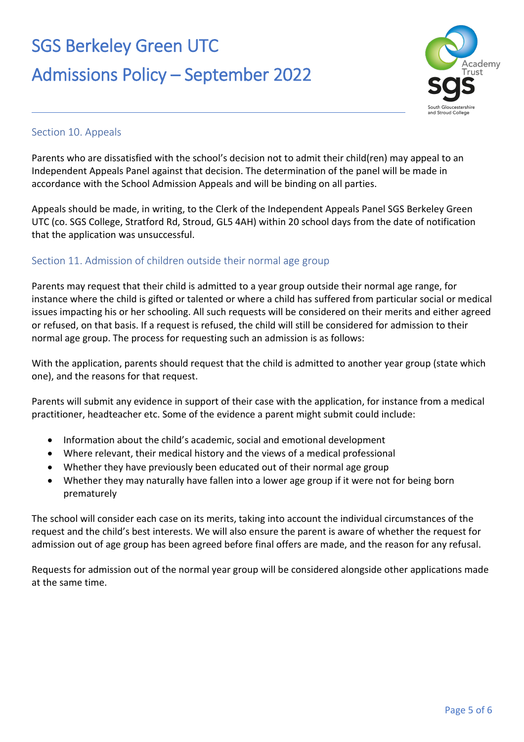## Section 10. Appeals

Parents who are dissatisfied with the school's decision not to admit their child(ren) may appeal to an Independent Appeals Panel against that decision. The determination of the panel will be made in accordance with the School Admission Appeals and will be binding on all parties.

Appeals should be made, in writing, to the Clerk of the Independent Appeals Panel SGS Berkeley Green UTC (co. SGS College, Stratford Rd, Stroud, GL5 4AH) within 20 school days from the date of notification that the application was unsuccessful.

## Section 11. Admission of children outside their normal age group

Parents may request that their child is admitted to a year group outside their normal age range, for instance where the child is gifted or talented or where a child has suffered from particular social or medical issues impacting his or her schooling. All such requests will be considered on their merits and either agreed or refused, on that basis. If a request is refused, the child will still be considered for admission to their normal age group. The process for requesting such an admission is as follows:

With the application, parents should request that the child is admitted to another year group (state which one), and the reasons for that request.

Parents will submit any evidence in support of their case with the application, for instance from a medical practitioner, headteacher etc. Some of the evidence a parent might submit could include:

- Information about the child's academic, social and emotional development
- Where relevant, their medical history and the views of a medical professional
- Whether they have previously been educated out of their normal age group
- Whether they may naturally have fallen into a lower age group if it were not for being born prematurely

The school will consider each case on its merits, taking into account the individual circumstances of the request and the child's best interests. We will also ensure the parent is aware of whether the request for admission out of age group has been agreed before final offers are made, and the reason for any refusal.

Requests for admission out of the normal year group will be considered alongside other applications made at the same time.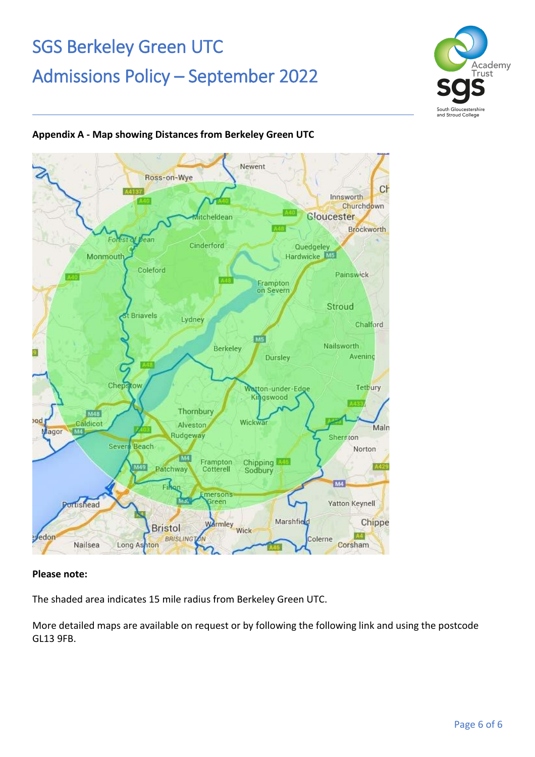**Appendix A - Map showing Distances from Berkeley Green UTC**

**Please note:**

The shaded area indicates 15 mile radius from Berkeley Green UTC.

More detailed maps are available on request or by following the following link and using the postcode GL13 9FB.